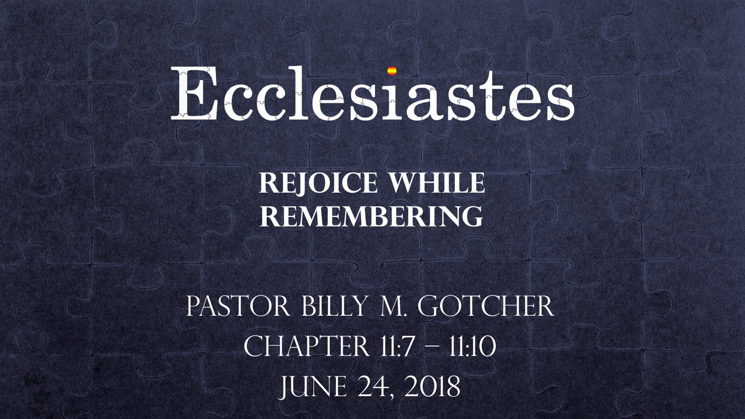# Ecclesiastes

## Rejoice While Remembering

Pastor Billy M. Gotcher

Chapter 11:7 – 11:10

June 24, 2018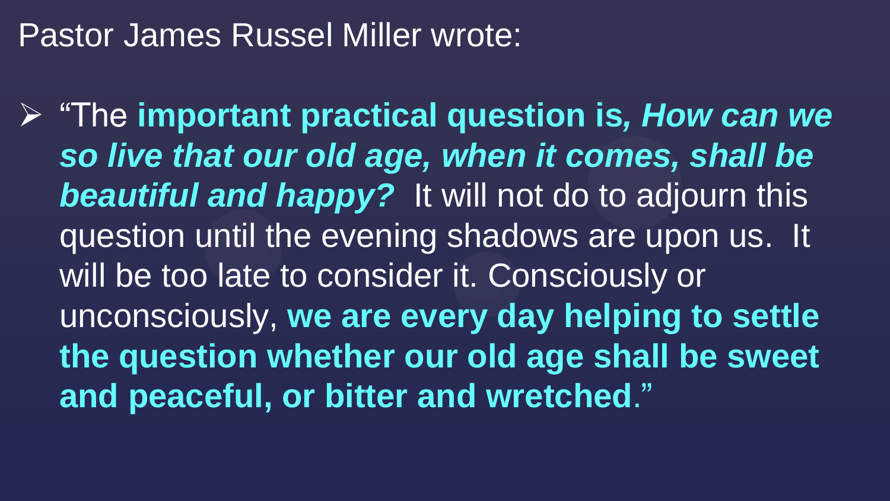Pastor James Russel Miller wrote:

- “The **important practical question is, *How can we so live that our old age, when it comes, shall be beautiful and happy?*** It will not do to adjourn this question until the evening shadows are upon us. It will be too late to consider it. Consciously or unconsciously, **we are every day helping to settle the question whether our old age shall be sweet and peaceful, or bitter and wretched**.”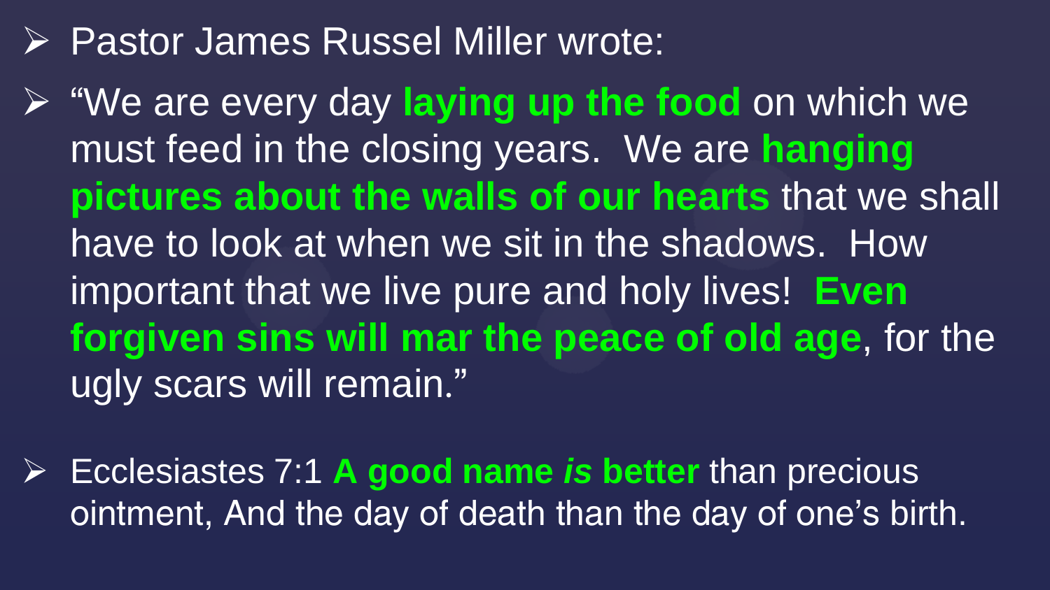- Pastor James Russel Miller wrote:
- "We are every day **laying up the food** on which we must feed in the closing years. We are **hanging pictures about the walls of our hearts** that we shall have to look at when we sit in the shadows. How important that we live pure and holy lives! **Even forgiven sins will mar the peace of old age**, for the ugly scars will remain."
- Ecclesiastes 7:1 **A good name *is* better** than precious ointment, And the day of death than the day of one's birth.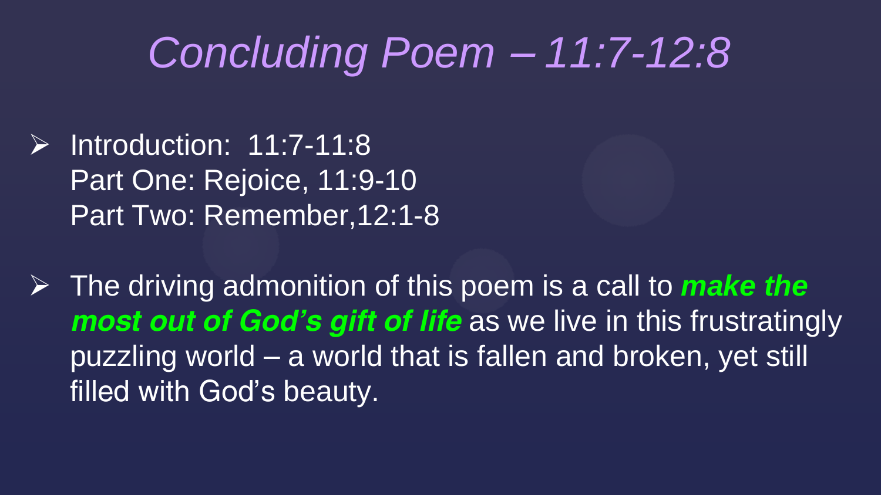# *Concluding Poem – 11:7-12:8*

- Introduction: 11:7-11:8
  Part One: Rejoice, 11:9-10
  Part Two: Remember,12:1-8

- The driving admonition of this poem is a call to ***make the most out of God's gift of life*** as we live in this frustratingly puzzling world – a world that is fallen and broken, yet still filled with God's beauty.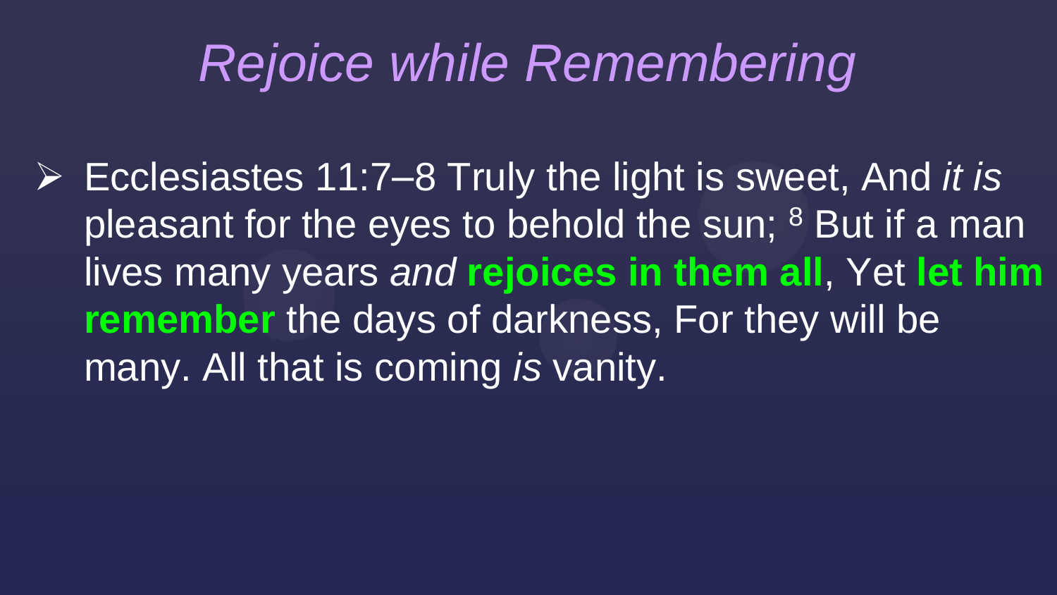# *Rejoice while Remembering*

- Ecclesiastes 11:7–8 Truly the light is sweet, And *it is* pleasant for the eyes to behold the sun; [8] But if a man lives many years *and* **rejoices in them all**, Yet **let him remember** the days of darkness, For they will be many. All that is coming *is* vanity.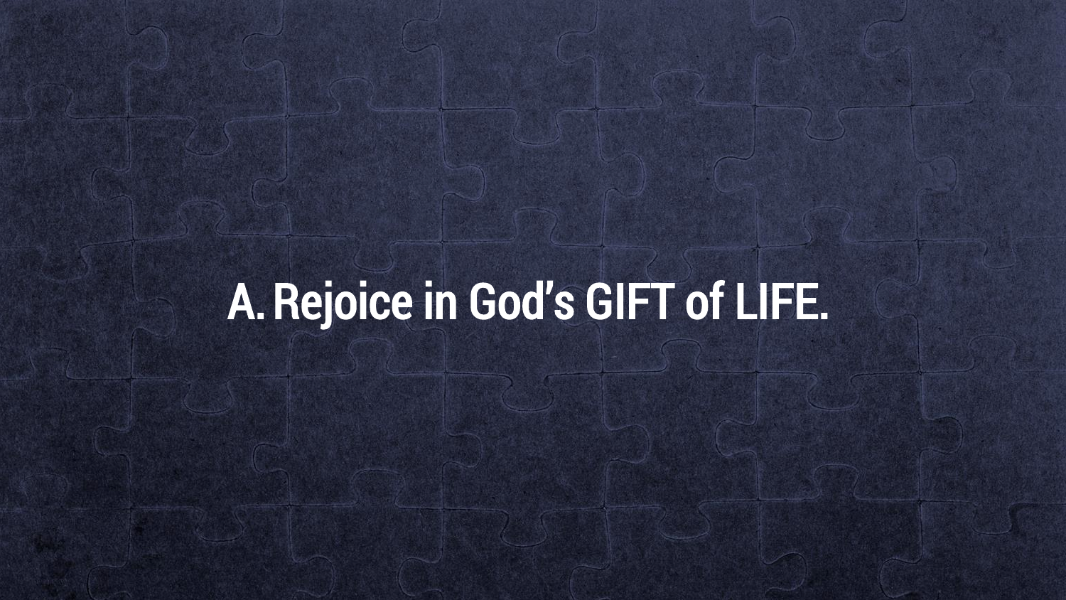A. Rejoice in God's GIFT of LIFE.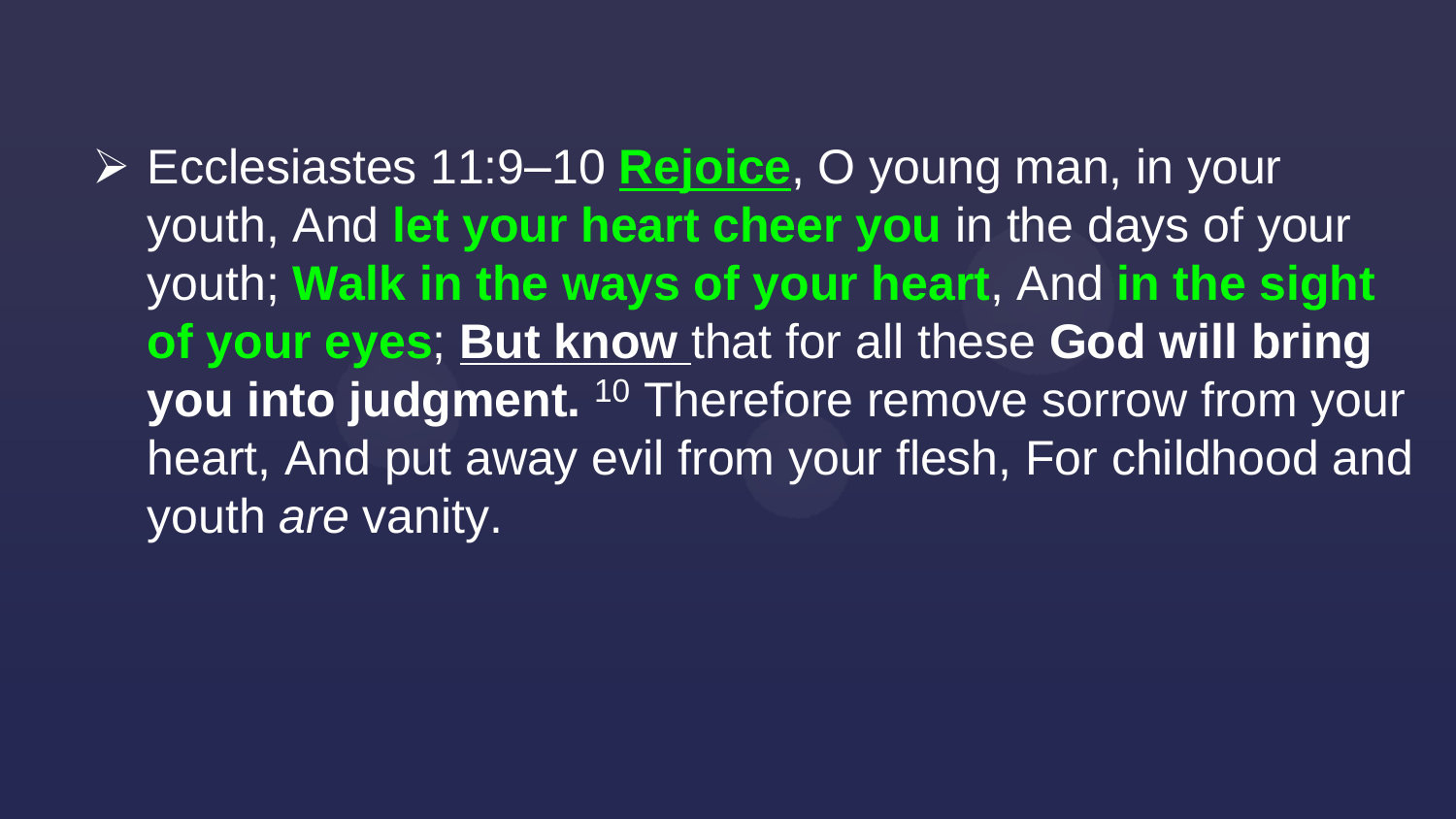- Ecclesiastes 11:9–10 **Rejoice**, O young man, in your youth, And **let your heart cheer you** in the days of your youth; **Walk in the ways of your heart**, And **in the sight of your eyes**; **But know** that for all these **God will bring you into judgment.** [10] Therefore remove sorrow from your heart, And put away evil from your flesh, For childhood and youth *are* vanity.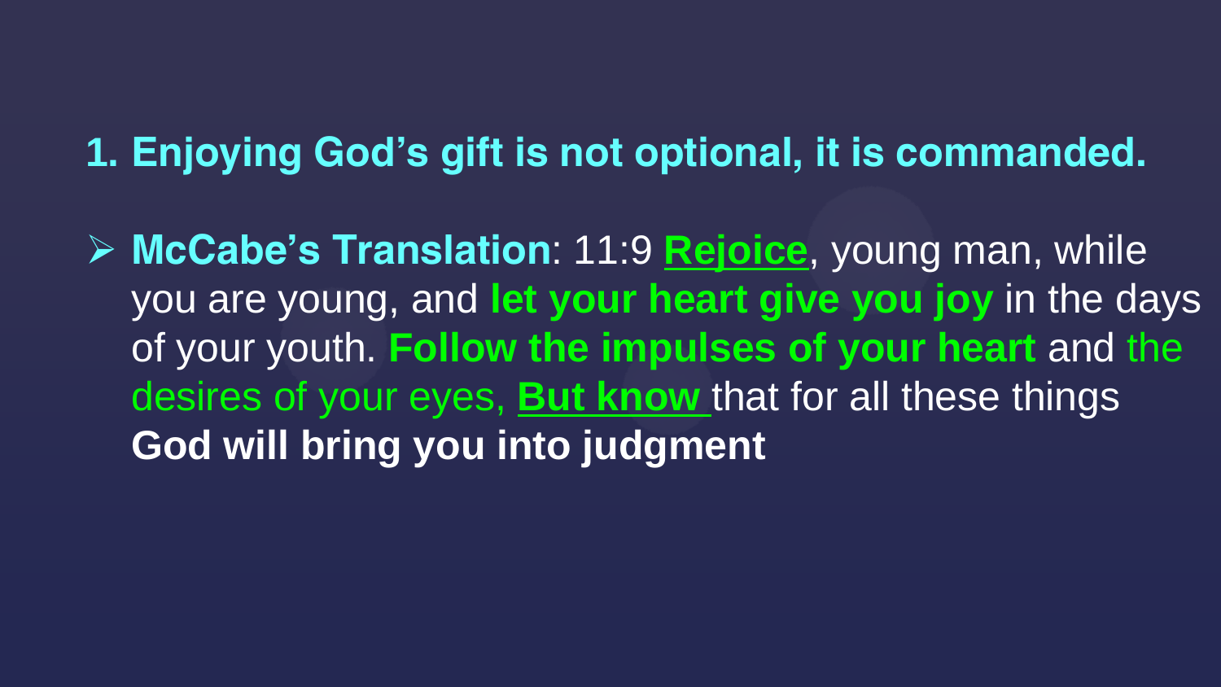## 1. Enjoying God's gift is not optional, it is commanded.

- **McCabe's Translation**: 11:9 **Rejoice**, young man, while you are young, and **let your heart give you joy** in the days of your youth. **Follow the impulses of your heart** and the desires of your eyes, **But know** that for all these things **God will bring you into judgment**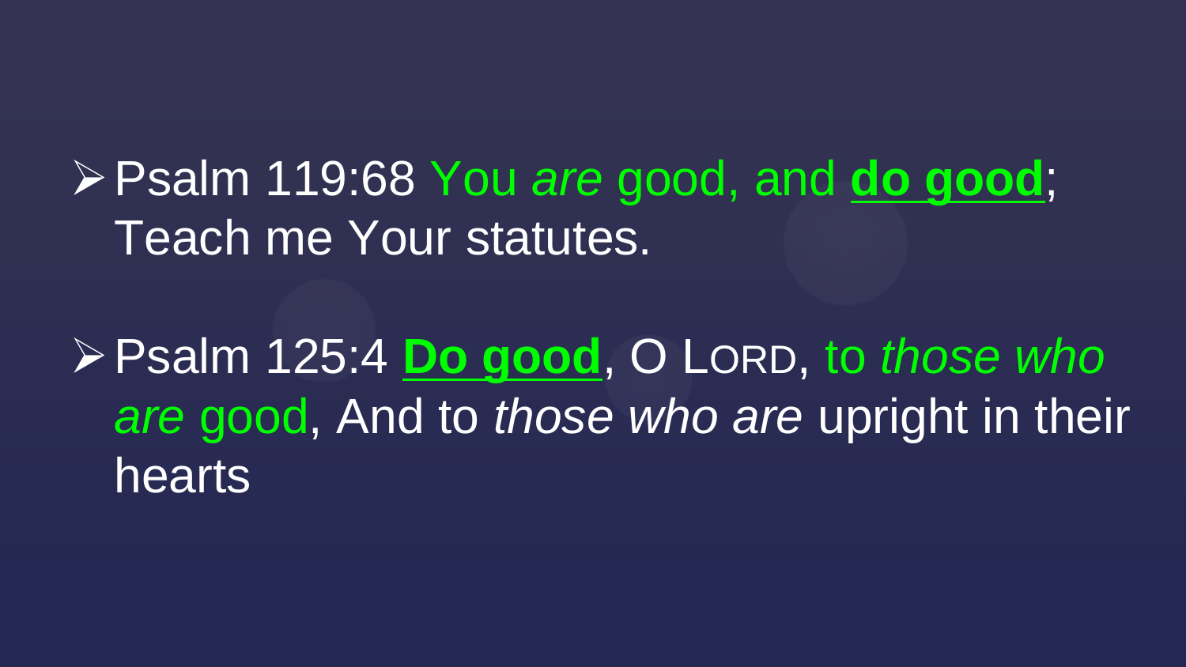- Psalm 119:68 You *are* good, and **do good**; Teach me Your statutes.

- Psalm 125:4 **Do good**, O LORD, to *those who are* good, And to *those who are* upright in their hearts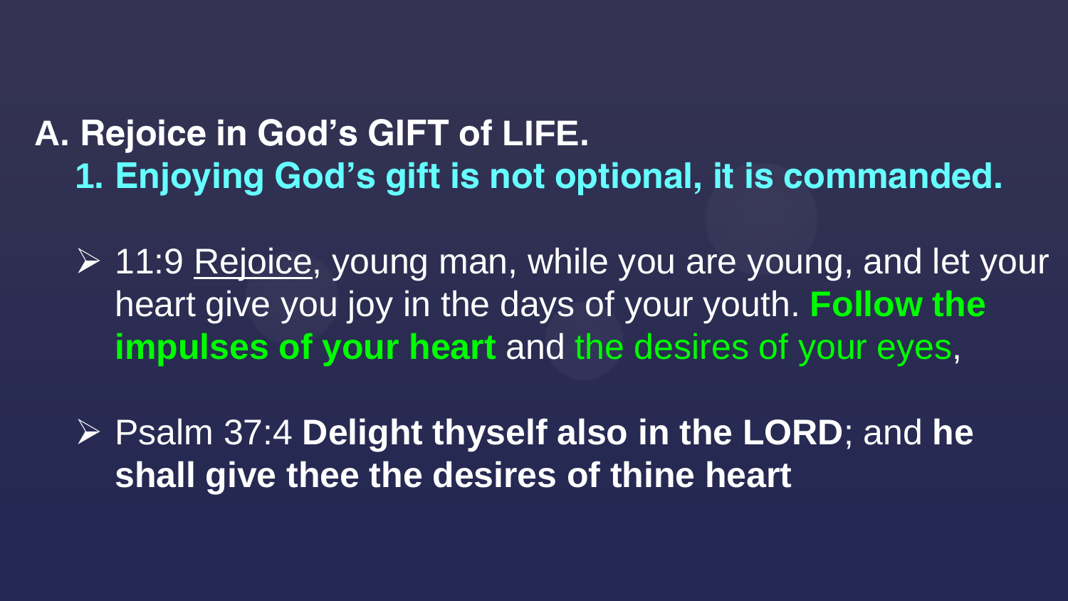## A. Rejoice in God's GIFT of LIFE.

### 1. Enjoying God's gift is not optional, it is commanded.

- 11:9 <u>Rejoice</u>, young man, while you are young, and let your heart give you joy in the days of your youth. **Follow the impulses of your heart** and the desires of your eyes,

- Psalm 37:4 **Delight thyself also in the LORD**; and **he shall give thee the desires of thine heart**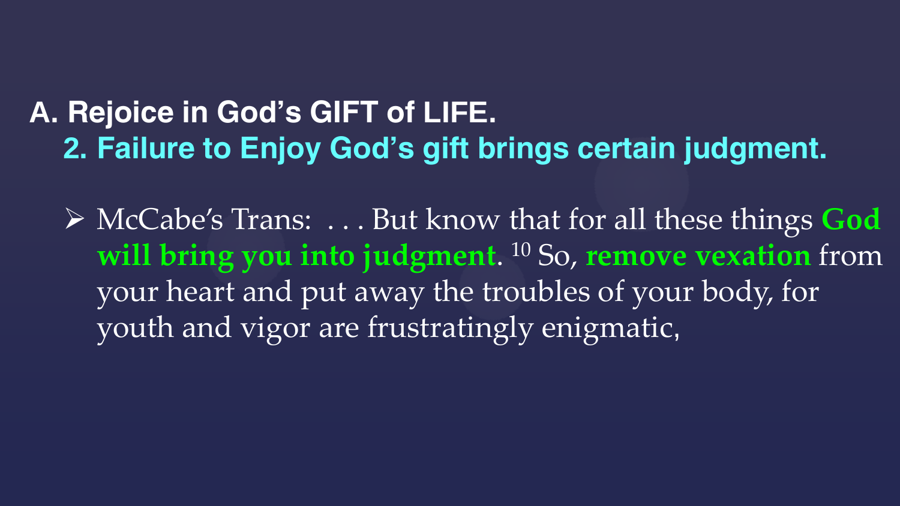**A. Rejoice in God's GIFT of LIFE.**

**2. Failure to Enjoy God's gift brings certain judgment.**

- McCabe's Trans: . . . But know that for all these things **God will bring you into judgment**. [10] So, **remove vexation** from your heart and put away the troubles of your body, for youth and vigor are frustratingly enigmatic,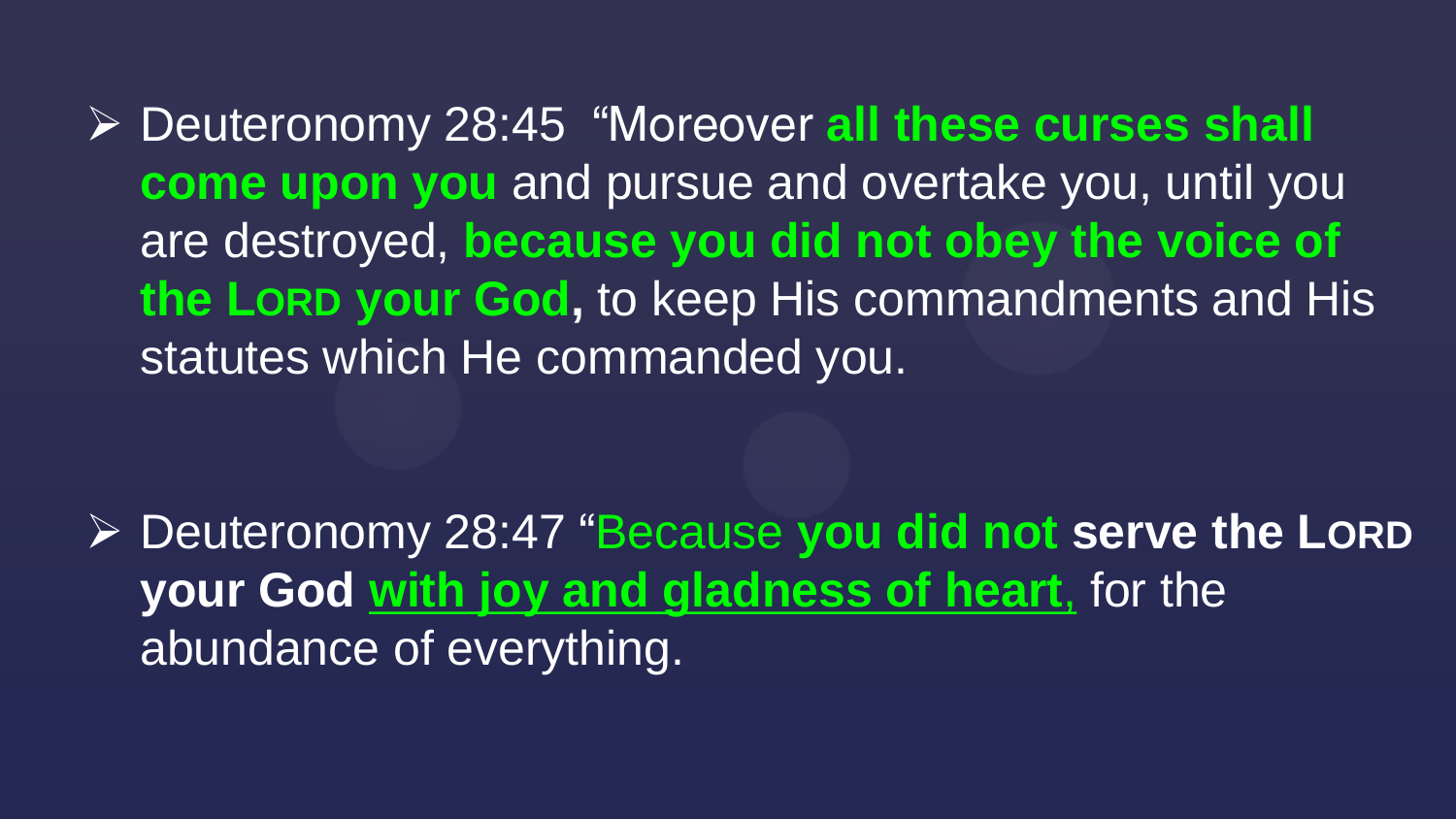- Deuteronomy 28:45 “Moreover **all these curses shall come upon you** and pursue and overtake you, until you are destroyed, **because you did not obey the voice of the LORD your God,** to keep His commandments and His statutes which He commanded you.

- Deuteronomy 28:47 “Because **you did not serve the LORD your God** **with joy and gladness of heart**, for the abundance of everything.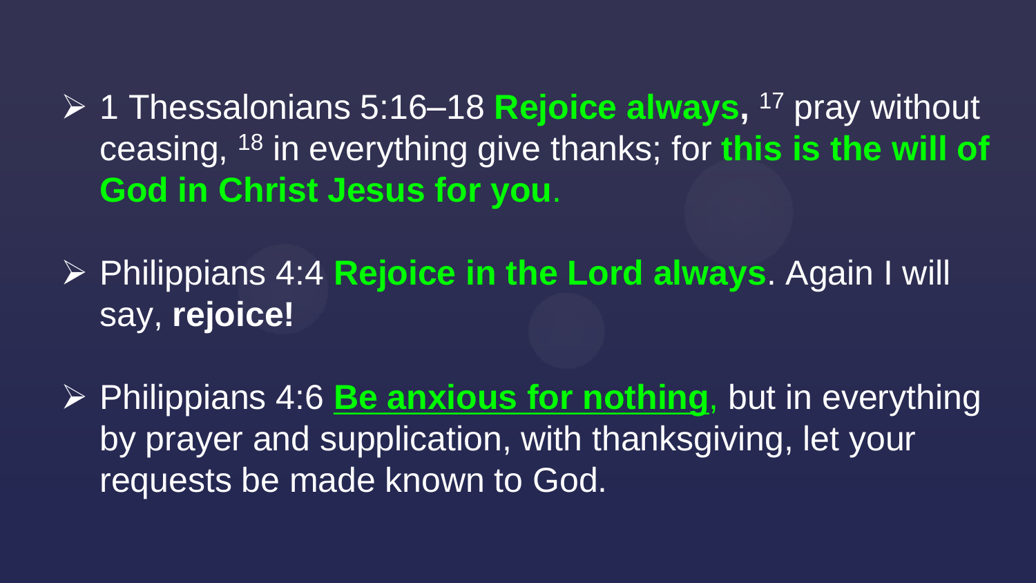- 1 Thessalonians 5:16–18 **Rejoice always,** [17] pray without ceasing, [18] in everything give thanks; for **this is the will of God in Christ Jesus for you**.

- Philippians 4:4 **Rejoice in the Lord always**. Again I will say, **rejoice!**

- Philippians 4:6 **<u>Be anxious for nothing</u>**, but in everything by prayer and supplication, with thanksgiving, let your requests be made known to God.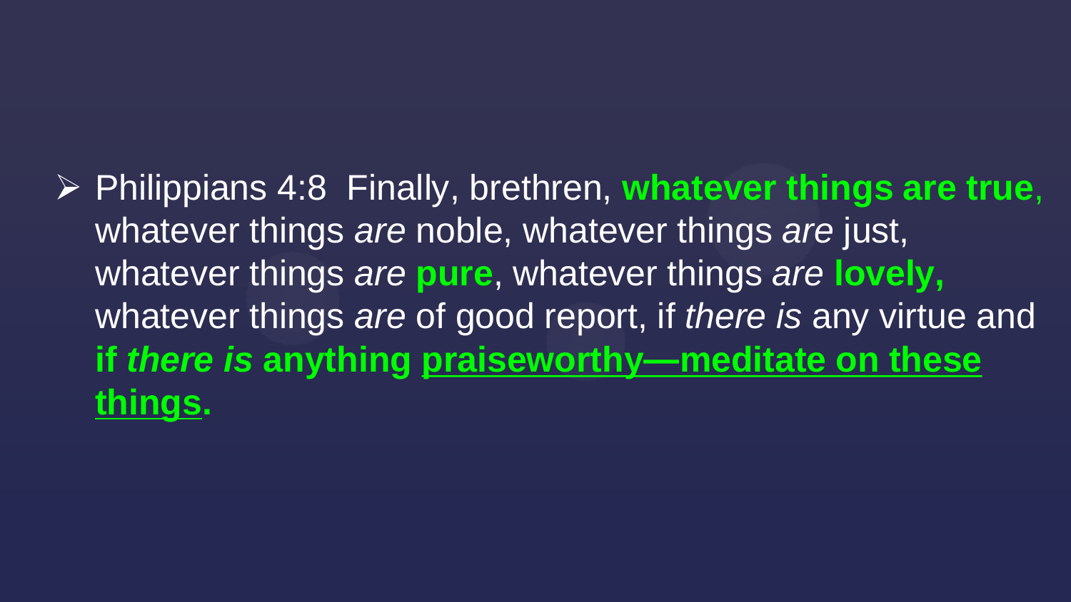- Philippians 4:8  Finally, brethren, **whatever things are true**, whatever things *are* noble, whatever things *are* just, whatever things *are* **pure**, whatever things *are* **lovely,** whatever things *are* of good report, if *there is* any virtue and **if *there is* anything <u>praiseworthy—meditate on these things</u>.**